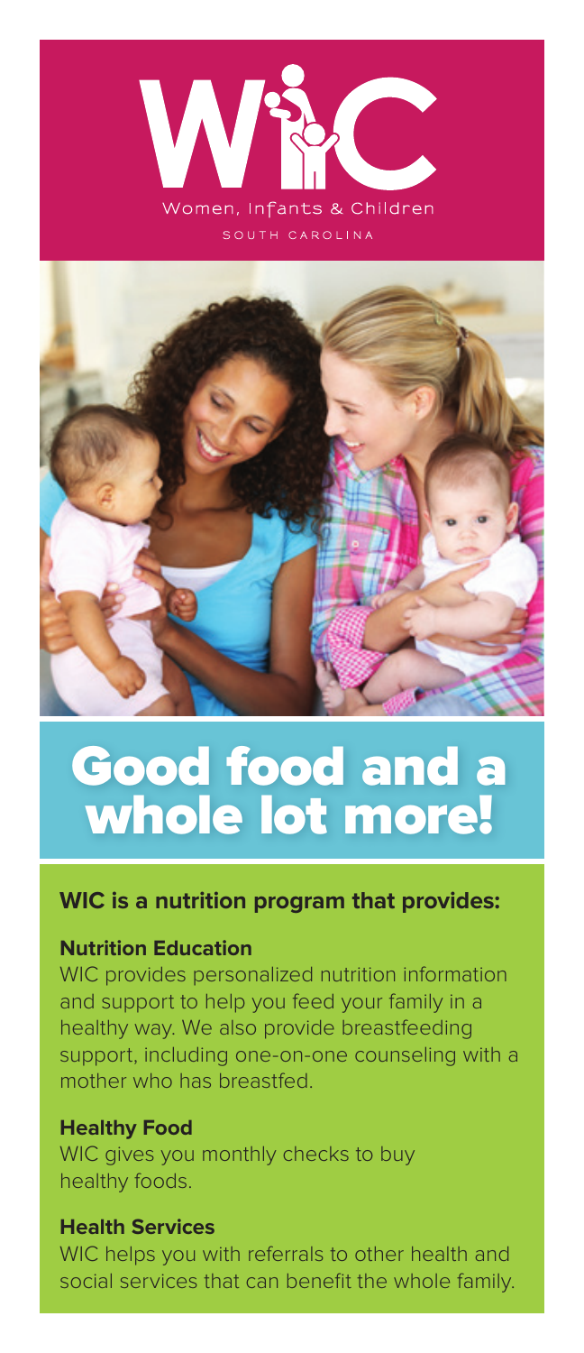# WIC

Women, Infants & Children

SOUTH CAROLINA

# Good food and a whole lot more!

**WIC is a nutrition program that provides:**

**Nutrition Education**

WIC provides personalized nutrition information and support to help you feed your family in a healthy way. We also provide breastfeeding support, including one-on-one counseling with a mother who has breastfed.

**Healthy Food**

WIC gives you monthly checks to buy healthy foods.

**Health Services**

WIC helps you with referrals to other health and social services that can benefit the whole family.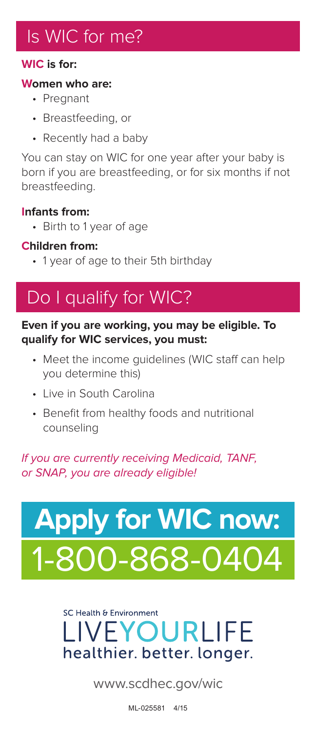## Is WIC for me?

**WIC is for:**

**Women who are:**

- Pregnant
- Breastfeeding, or
- Recently had a baby

You can stay on WIC for one year after your baby is born if you are breastfeeding, or for six months if not breastfeeding.

**Infants from:**

- Birth to 1 year of age

**Children from:**

- 1 year of age to their 5th birthday

## Do I qualify for WIC?

**Even if you are working, you may be eligible. To qualify for WIC services, you must:**

- Meet the income guidelines (WIC staff can help you determine this)
- Live in South Carolina
- Benefit from healthy foods and nutritional counseling

*If you are currently receiving Medicaid, TANF, or SNAP, you are already eligible!*

# Apply for WIC now:

# 1-800-868-0404

SC Health & Environment

LIVEYOURLIFE

healthier. better. longer.

www.scdhec.gov/wic

ML-025581 4/15